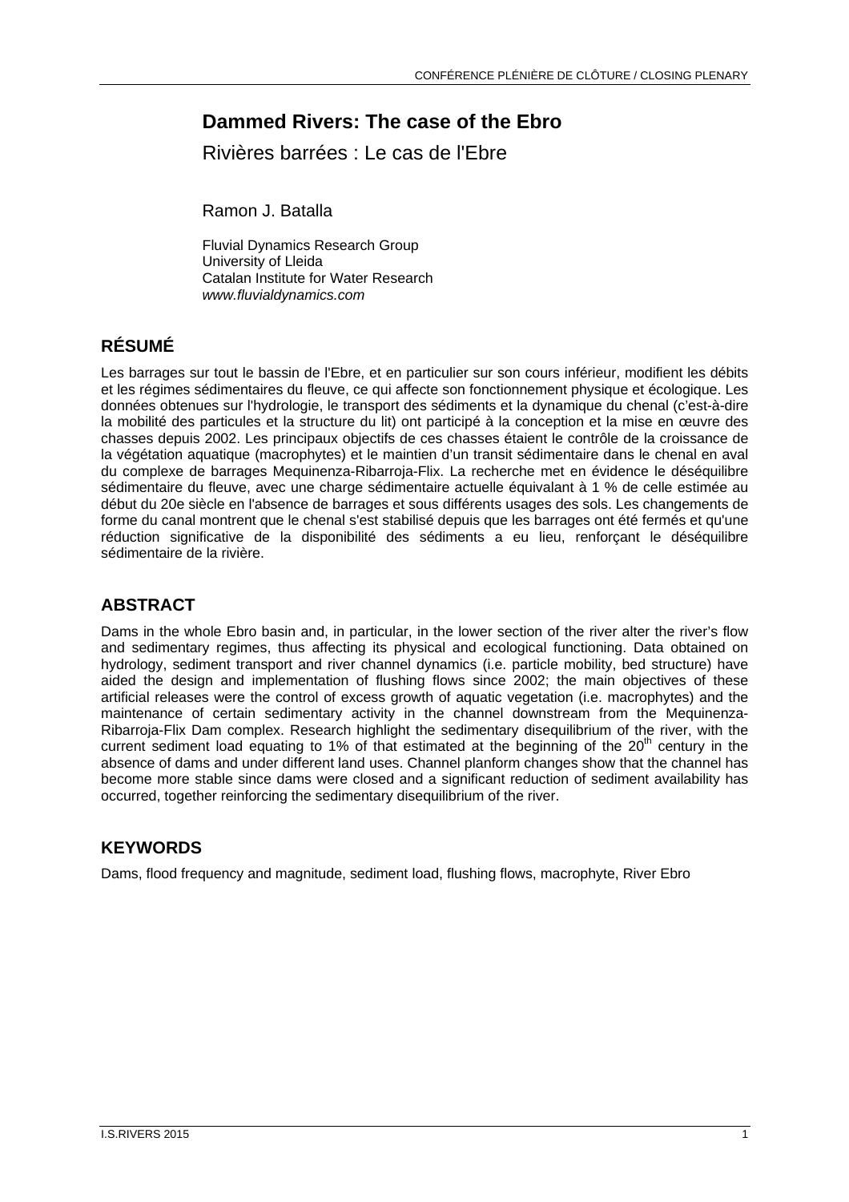# Dammed Rivers: The case of the Ebro

Rivières barrées : Le cas de l'Ebre

Ramon J. Batalla

Fluvial Dynamics Research Group
University of Lleida
Catalan Institute for Water Research
*www.fluvialdynamics.com*

## RÉSUMÉ

Les barrages sur tout le bassin de l'Ebre, et en particulier sur son cours inférieur, modifient les débits et les régimes sédimentaires du fleuve, ce qui affecte son fonctionnement physique et écologique. Les données obtenues sur l'hydrologie, le transport des sédiments et la dynamique du chenal (c'est-à-dire la mobilité des particules et la structure du lit) ont participé à la conception et la mise en œuvre des chasses depuis 2002. Les principaux objectifs de ces chasses étaient le contrôle de la croissance de la végétation aquatique (macrophytes) et le maintien d'un transit sédimentaire dans le chenal en aval du complexe de barrages Mequinenza-Ribarroja-Flix. La recherche met en évidence le déséquilibre sédimentaire du fleuve, avec une charge sédimentaire actuelle équivalant à 1 % de celle estimée au début du 20e siècle en l'absence de barrages et sous différents usages des sols. Les changements de forme du canal montrent que le chenal s'est stabilisé depuis que les barrages ont été fermés et qu'une réduction significative de la disponibilité des sédiments a eu lieu, renforçant le déséquilibre sédimentaire de la rivière.

## ABSTRACT

Dams in the whole Ebro basin and, in particular, in the lower section of the river alter the river's flow and sedimentary regimes, thus affecting its physical and ecological functioning. Data obtained on hydrology, sediment transport and river channel dynamics (i.e. particle mobility, bed structure) have aided the design and implementation of flushing flows since 2002; the main objectives of these artificial releases were the control of excess growth of aquatic vegetation (i.e. macrophytes) and the maintenance of certain sedimentary activity in the channel downstream from the Mequinenza-Ribarroja-Flix Dam complex. Research highlight the sedimentary disequilibrium of the river, with the current sediment load equating to 1% of that estimated at the beginning of the 20$^{th}$ century in the absence of dams and under different land uses. Channel planform changes show that the channel has become more stable since dams were closed and a significant reduction of sediment availability has occurred, together reinforcing the sedimentary disequilibrium of the river.

## KEYWORDS

Dams, flood frequency and magnitude, sediment load, flushing flows, macrophyte, River Ebro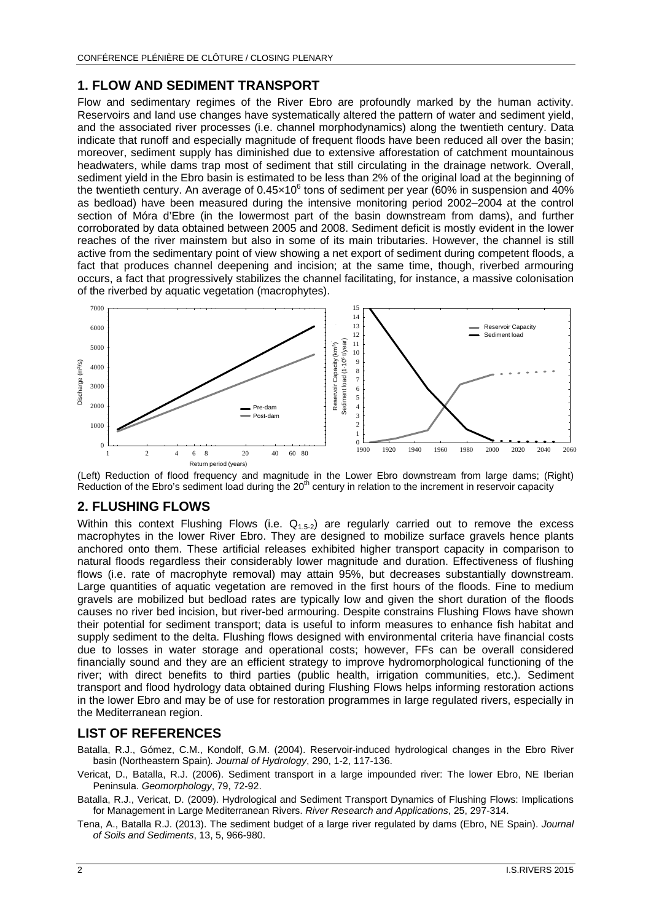## 1. FLOW AND SEDIMENT TRANSPORT

Flow and sedimentary regimes of the River Ebro are profoundly marked by the human activity. Reservoirs and land use changes have systematically altered the pattern of water and sediment yield, and the associated river processes (i.e. channel morphodynamics) along the twentieth century. Data indicate that runoff and especially magnitude of frequent floods have been reduced all over the basin; moreover, sediment supply has diminished due to extensive afforestation of catchment mountainous headwaters, while dams trap most of sediment that still circulating in the drainage network. Overall, sediment yield in the Ebro basin is estimated to be less than 2% of the original load at the beginning of the twentieth century. An average of $0.45{\times}10^6$ tons of sediment per year (60% in suspension and 40% as bedload) have been measured during the intensive monitoring period 2002–2004 at the control section of Móra d'Ebre (in the lowermost part of the basin downstream from dams), and further corroborated by data obtained between 2005 and 2008. Sediment deficit is mostly evident in the lower reaches of the river mainstem but also in some of its main tributaries. However, the channel is still active from the sedimentary point of view showing a net export of sediment during competent floods, a fact that produces channel deepening and incision; at the same time, though, riverbed armouring occurs, a fact that progressively stabilizes the channel facilitating, for instance, a massive colonisation of the riverbed by aquatic vegetation (macrophytes).

Discharge ($m^3/s$)
0 1000 2000 3000 4000 5000 6000 7000
1 2 4 6 8 20 40 60 80
Return period (years)
Pre-dam
Post-dam

Reservoir Capacity ($km^3$)
Sediment load ($1{\cdot}10^6$ t/year)
0 1 2 3 4 5 6 7 8 9 10 11 12 13 14 15
1900 1920 1940 1960 1980 2000 2020 2040 2060
Reservoir Capacity
Sediment load

(Left) Reduction of flood frequency and magnitude in the Lower Ebro downstream from large dams; (Right) Reduction of the Ebro's sediment load during the 20th century in relation to the increment in reservoir capacity

## 2. FLUSHING FLOWS

Within this context Flushing Flows (i.e. $Q_{1.5\text{-}2}$) are regularly carried out to remove the excess macrophytes in the lower River Ebro. They are designed to mobilize surface gravels hence plants anchored onto them. These artificial releases exhibited higher transport capacity in comparison to natural floods regardless their considerably lower magnitude and duration. Effectiveness of flushing flows (i.e. rate of macrophyte removal) may attain 95%, but decreases substantially downstream. Large quantities of aquatic vegetation are removed in the first hours of the floods. Fine to medium gravels are mobilized but bedload rates are typically low and given the short duration of the floods causes no river bed incision, but river-bed armouring. Despite constrains Flushing Flows have shown their potential for sediment transport; data is useful to inform measures to enhance fish habitat and supply sediment to the delta. Flushing flows designed with environmental criteria have financial costs due to losses in water storage and operational costs; however, FFs can be overall considered financially sound and they are an efficient strategy to improve hydromorphological functioning of the river; with direct benefits to third parties (public health, irrigation communities, etc.). Sediment transport and flood hydrology data obtained during Flushing Flows helps informing restoration actions in the lower Ebro and may be of use for restoration programmes in large regulated rivers, especially in the Mediterranean region.

## LIST OF REFERENCES

Batalla, R.J., Gómez, C.M., Kondolf, G.M. (2004). Reservoir-induced hydrological changes in the Ebro River basin (Northeastern Spain). *Journal of Hydrology*, 290, 1-2, 117-136.

Vericat, D., Batalla, R.J. (2006). Sediment transport in a large impounded river: The lower Ebro, NE Iberian Peninsula. *Geomorphology*, 79, 72-92.

Batalla, R.J., Vericat, D. (2009). Hydrological and Sediment Transport Dynamics of Flushing Flows: Implications for Management in Large Mediterranean Rivers. *River Research and Applications*, 25, 297-314.

Tena, A., Batalla R.J. (2013). The sediment budget of a large river regulated by dams (Ebro, NE Spain). *Journal of Soils and Sediments*, 13, 5, 966-980.